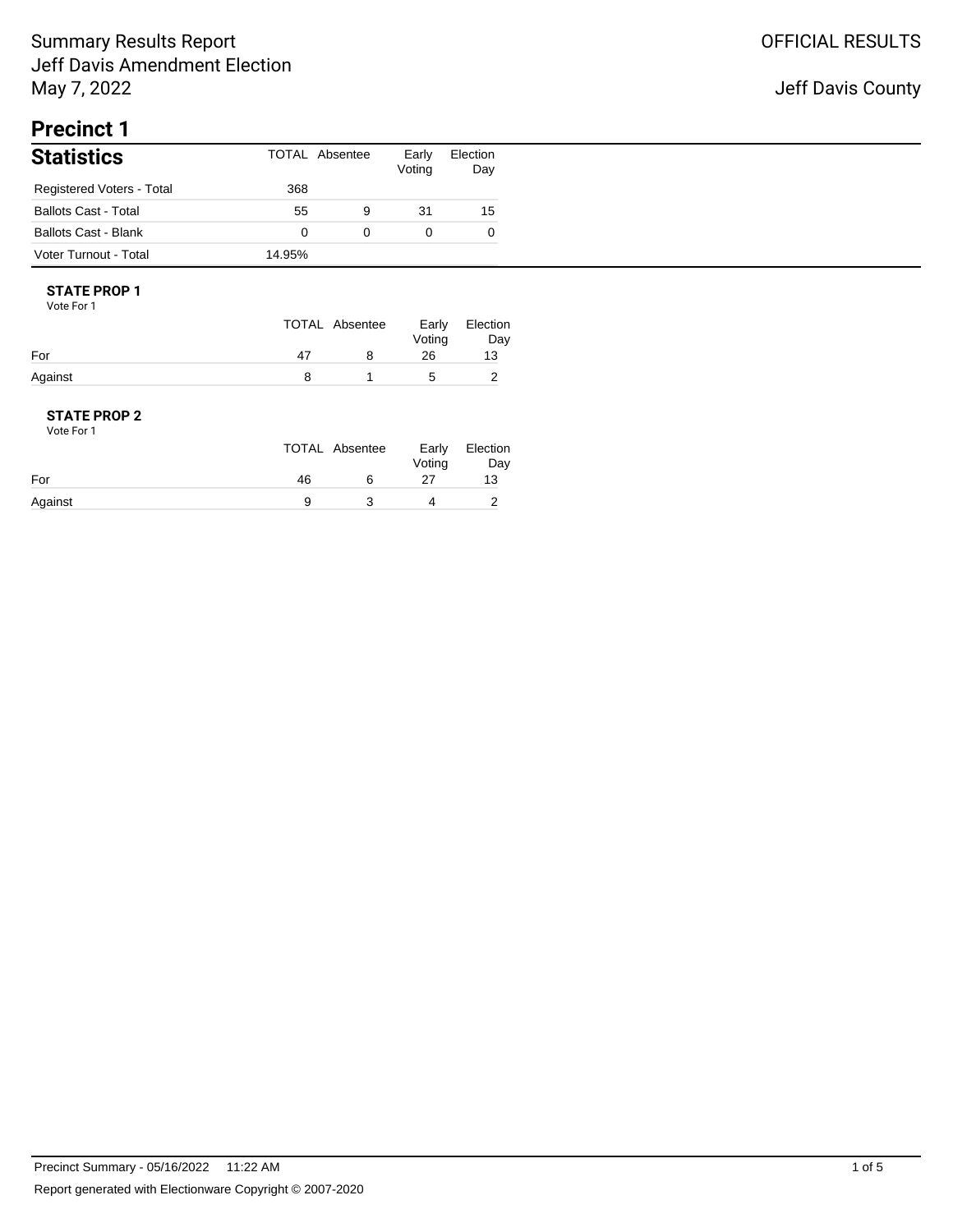# Summary Results Report
# Jeff Davis Amendment Election
# May 7, 2022

OFFICIAL RESULTS

Jeff Davis County

## Precinct 1

### Statistics

| | TOTAL | Absentee | Early Voting | Election Day |
|---|---|---|---|---|
| Registered Voters - Total | 368 | | | |
| Ballots Cast - Total | 55 | 9 | 31 | 15 |
| Ballots Cast - Blank | 0 | 0 | 0 | 0 |
| Voter Turnout - Total | 14.95% | | | |

**STATE PROP 1**

Vote For 1

| | TOTAL | Absentee | Early Voting | Election Day |
|---|---|---|---|---|
| For | 47 | 8 | 26 | 13 |
| Against | 8 | 1 | 5 | 2 |

**STATE PROP 2**

Vote For 1

| | TOTAL | Absentee | Early Voting | Election Day |
|---|---|---|---|---|
| For | 46 | 6 | 27 | 13 |
| Against | 9 | 3 | 4 | 2 |

Precinct Summary - 05/16/2022 11:22 AM

Report generated with Electionware Copyright © 2007-2020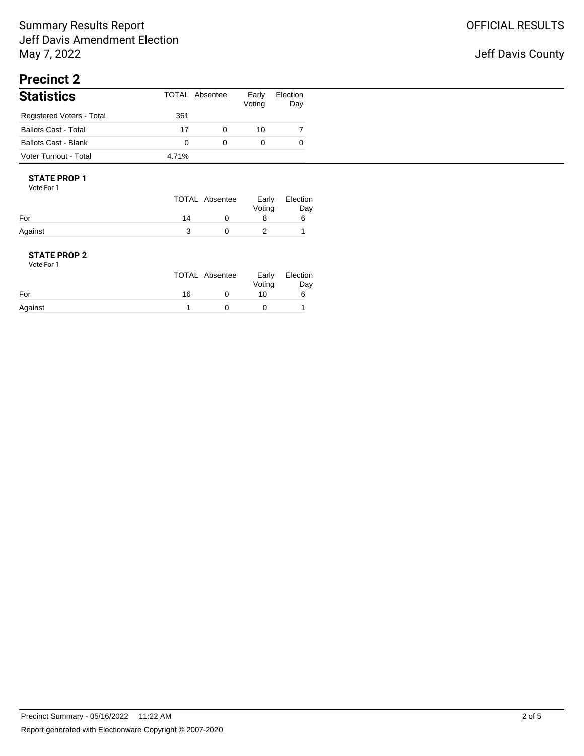Summary Results Report
Jeff Davis Amendment Election
May 7, 2022

OFFICIAL RESULTS

Jeff Davis County

# Precinct 2

## Statistics

| | TOTAL | Absentee | Early Voting | Election Day |
|---|---|---|---|---|
| Registered Voters - Total | 361 | | | |
| Ballots Cast - Total | 17 | 0 | 10 | 7 |
| Ballots Cast - Blank | 0 | 0 | 0 | 0 |
| Voter Turnout - Total | 4.71% | | | |

### STATE PROP 1

Vote For 1

| | TOTAL | Absentee | Early Voting | Election Day |
|---|---|---|---|---|
| For | 14 | 0 | 8 | 6 |
| Against | 3 | 0 | 2 | 1 |

### STATE PROP 2

Vote For 1

| | TOTAL | Absentee | Early Voting | Election Day |
|---|---|---|---|---|
| For | 16 | 0 | 10 | 6 |
| Against | 1 | 0 | 0 | 1 |

Precinct Summary - 05/16/2022 11:22 AM

Report generated with Electionware Copyright © 2007-2020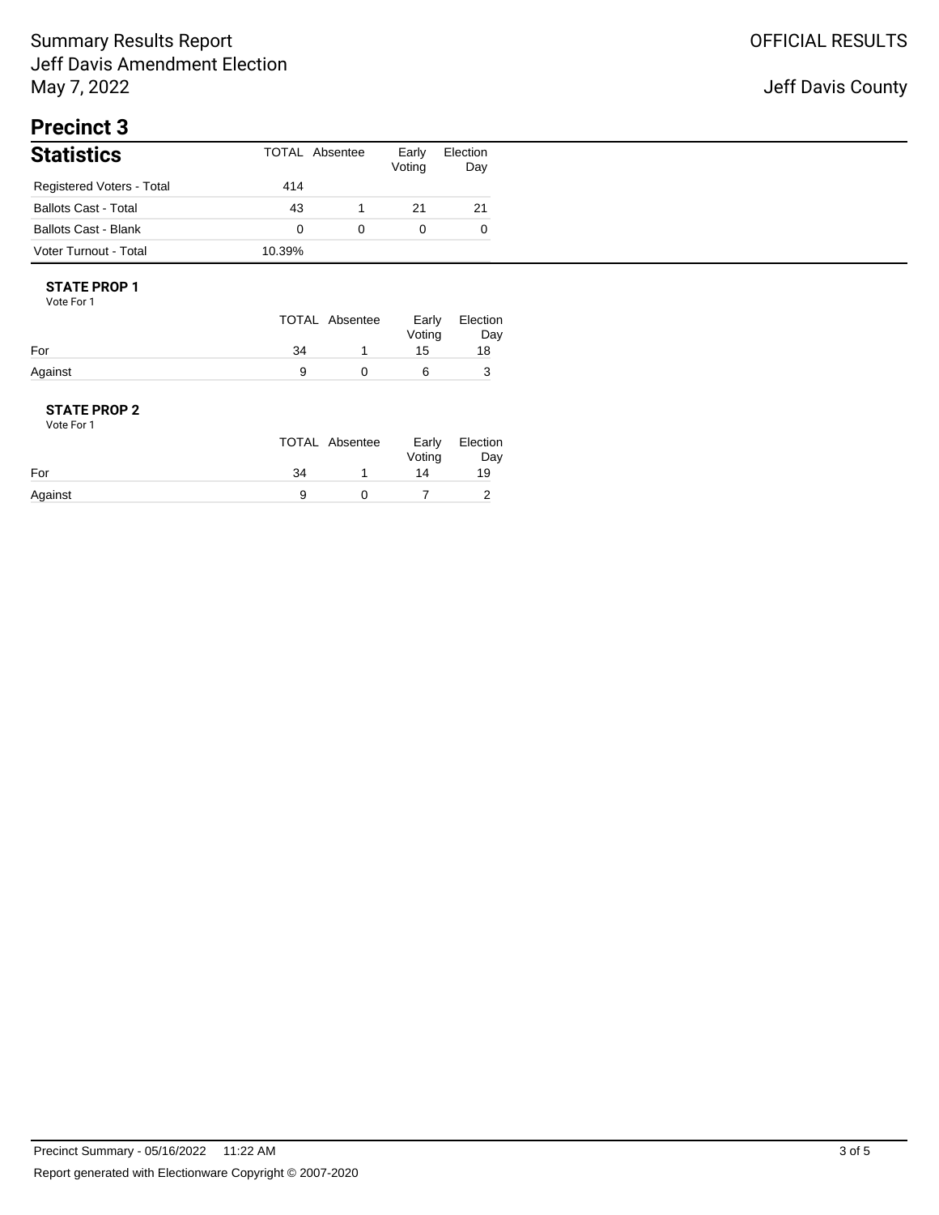# Summary Results Report
Jeff Davis Amendment Election
May 7, 2022

OFFICIAL RESULTS

Jeff Davis County

## Precinct 3

### Statistics

| Statistics | TOTAL | Absentee | Early Voting | Election Day |
|---|---|---|---|---|
| Registered Voters - Total | 414 | | | |
| Ballots Cast - Total | 43 | 1 | 21 | 21 |
| Ballots Cast - Blank | 0 | 0 | 0 | 0 |
| Voter Turnout - Total | 10.39% | | | |

**STATE PROP 1**
Vote For 1

| | TOTAL | Absentee | Early Voting | Election Day |
|---|---|---|---|---|
| For | 34 | 1 | 15 | 18 |
| Against | 9 | 0 | 6 | 3 |

**STATE PROP 2**
Vote For 1

| | TOTAL | Absentee | Early Voting | Election Day |
|---|---|---|---|---|
| For | 34 | 1 | 14 | 19 |
| Against | 9 | 0 | 7 | 2 |

Precinct Summary - 05/16/2022 11:22 AM

Report generated with Electionware Copyright © 2007-2020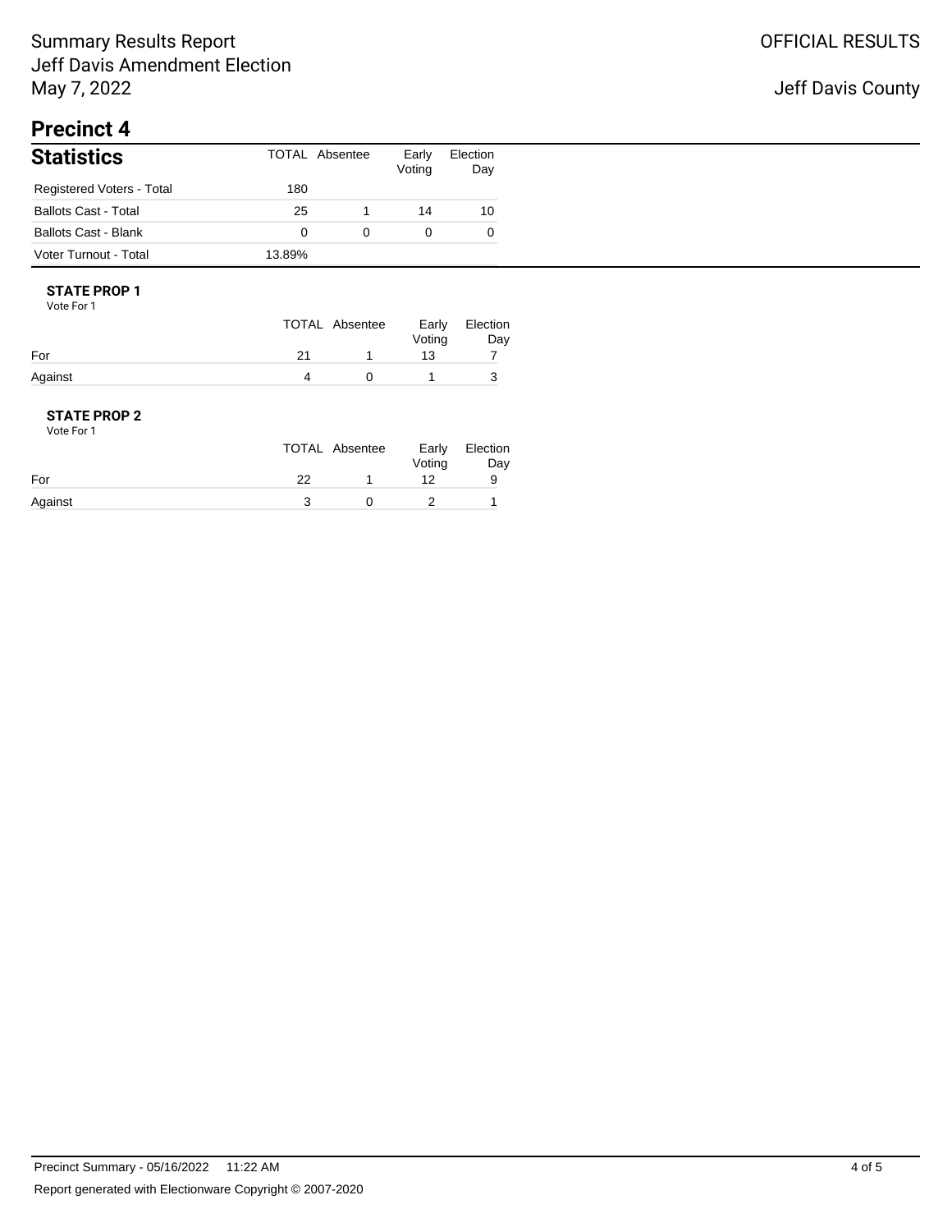Summary Results Report
Jeff Davis Amendment Election
May 7, 2022

OFFICIAL RESULTS

Jeff Davis County

# Precinct 4

## Statistics

| | TOTAL | Absentee | Early Voting | Election Day |
|---|---|---|---|---|
| Registered Voters - Total | 180 | | | |
| Ballots Cast - Total | 25 | 1 | 14 | 10 |
| Ballots Cast - Blank | 0 | 0 | 0 | 0 |
| Voter Turnout - Total | 13.89% | | | |

### STATE PROP 1

Vote For 1

| | TOTAL | Absentee | Early Voting | Election Day |
|---|---|---|---|---|
| For | 21 | 1 | 13 | 7 |
| Against | 4 | 0 | 1 | 3 |

### STATE PROP 2

Vote For 1

| | TOTAL | Absentee | Early Voting | Election Day |
|---|---|---|---|---|
| For | 22 | 1 | 12 | 9 |
| Against | 3 | 0 | 2 | 1 |

Precinct Summary - 05/16/2022 11:22 AM

Report generated with Electionware Copyright © 2007-2020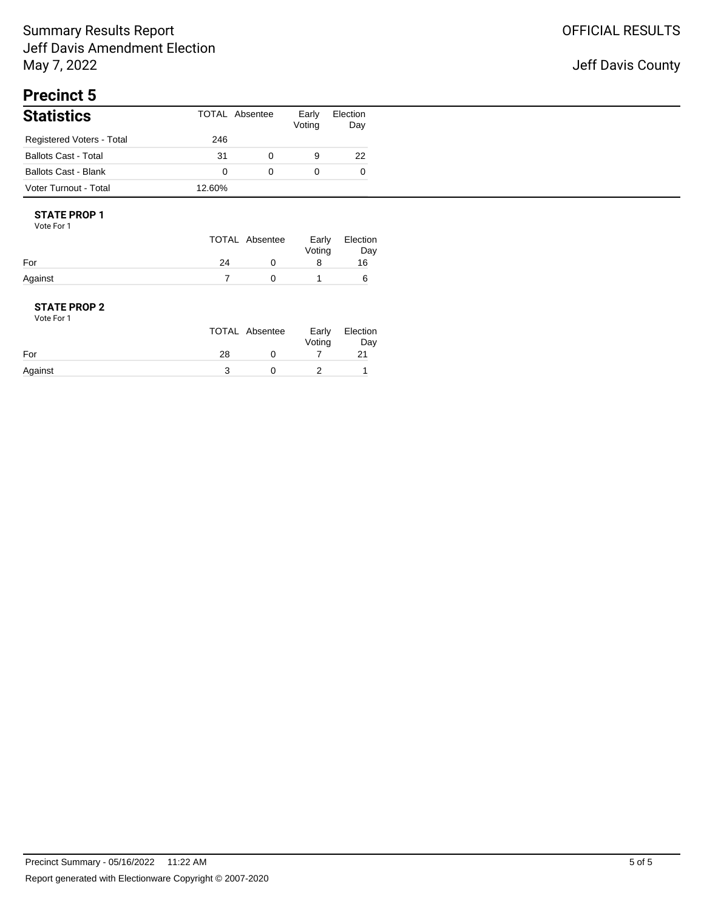# Precinct 5

## Statistics

| | TOTAL | Absentee | Early Voting | Election Day |
|---|---|---|---|---|
| Registered Voters - Total | 246 | | | |
| Ballots Cast - Total | 31 | 0 | 9 | 22 |
| Ballots Cast - Blank | 0 | 0 | 0 | 0 |
| Voter Turnout - Total | 12.60% | | | |

### STATE PROP 1

Vote For 1

| | TOTAL | Absentee | Early Voting | Election Day |
|---|---|---|---|---|
| For | 24 | 0 | 8 | 16 |
| Against | 7 | 0 | 1 | 6 |

### STATE PROP 2

Vote For 1

| | TOTAL | Absentee | Early Voting | Election Day |
|---|---|---|---|---|
| For | 28 | 0 | 7 | 21 |
| Against | 3 | 0 | 2 | 1 |